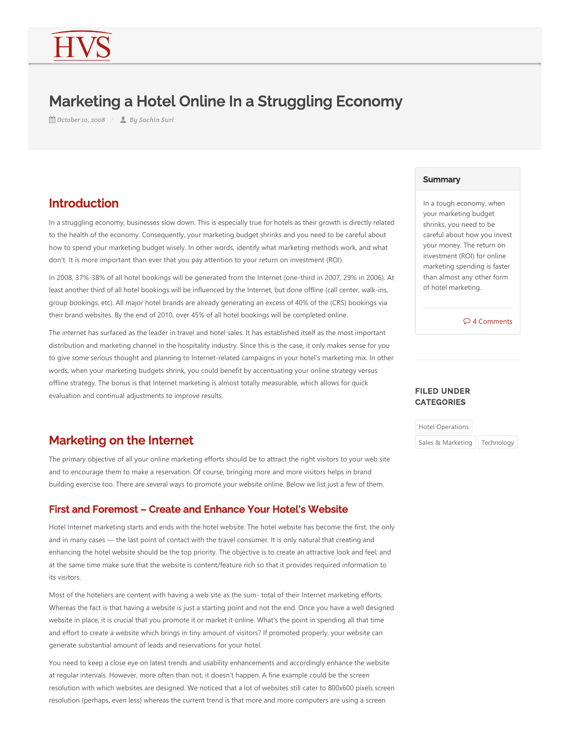HVS

# Marketing a Hotel Online In a Struggling Economy

October 10, 2008 / By Sachin Suri

## Introduction

In a struggling economy, businesses slow down. This is especially true for hotels as their growth is directly related to the health of the economy. Consequently, your marketing budget shrinks and you need to be careful about how to spend your marketing budget wisely. In other words, identify what marketing methods work, and what don't. It is more important than ever that you pay attention to your return on investment (ROI).

In 2008, 37%-38% of all hotel bookings will be generated from the Internet (one-third in 2007, 29% in 2006). At least another third of all hotel bookings will be influenced by the Internet, but done offline (call center, walk-ins, group bookings, etc). All major hotel brands are already generating an excess of 40% of the (CRS) bookings via their brand websites. By the end of 2010, over 45% of all hotel bookings will be completed online.

The internet has surfaced as the leader in travel and hotel sales. It has established itself as the most important distribution and marketing channel in the hospitality industry. Since this is the case, it only makes sense for you to give some serious thought and planning to Internet-related campaigns in your hotel's marketing mix. In other words, when your marketing budgets shrink, you could benefit by accentuating your online strategy versus offline strategy. The bonus is that Internet marketing is almost totally measurable, which allows for quick evaluation and continual adjustments to improve results.

## Marketing on the Internet

The primary objective of all your online marketing efforts should be to attract the right visitors to your web site and to encourage them to make a reservation. Of course, bringing more and more visitors helps in brand building exercise too. There are several ways to promote your website online. Below we list just a few of them.

### First and Foremost – Create and Enhance Your Hotel's Website

Hotel Internet marketing starts and ends with the hotel website. The hotel website has become the first, the only and in many cases — the last point of contact with the travel consumer. It is only natural that creating and enhancing the hotel website should be the top priority. The objective is to create an attractive look and feel; and at the same time make sure that the website is content/feature rich so that it provides required information to its visitors.

Most of the hoteliers are content with having a web site as the sum- total of their Internet marketing efforts. Whereas the fact is that having a website is just a starting point and not the end. Once you have a well designed website in place, it is crucial that you promote it or market it online. What's the point in spending all that time and effort to create a website which brings in tiny amount of visitors? If promoted properly, your website can generate substantial amount of leads and reservations for your hotel.

You need to keep a close eye on latest trends and usability enhancements and accordingly enhance the website at regular intervals. However, more often than not, it doesn't happen. A fine example could be the screen resolution with which websites are designed. We noticed that a lot of websites still cater to 800x600 pixels screen resolution (perhaps, even less) whereas the current trend is that more and more computers are using a screen

**Summary**

In a tough economy, when your marketing budget shrinks, you need to be careful about how you invest your money. The return on investment (ROI) for online marketing spending is faster than almost any other form of hotel marketing.

4 Comments

**FILED UNDER CATEGORIES**

Hotel Operations

Sales & Marketing

Technology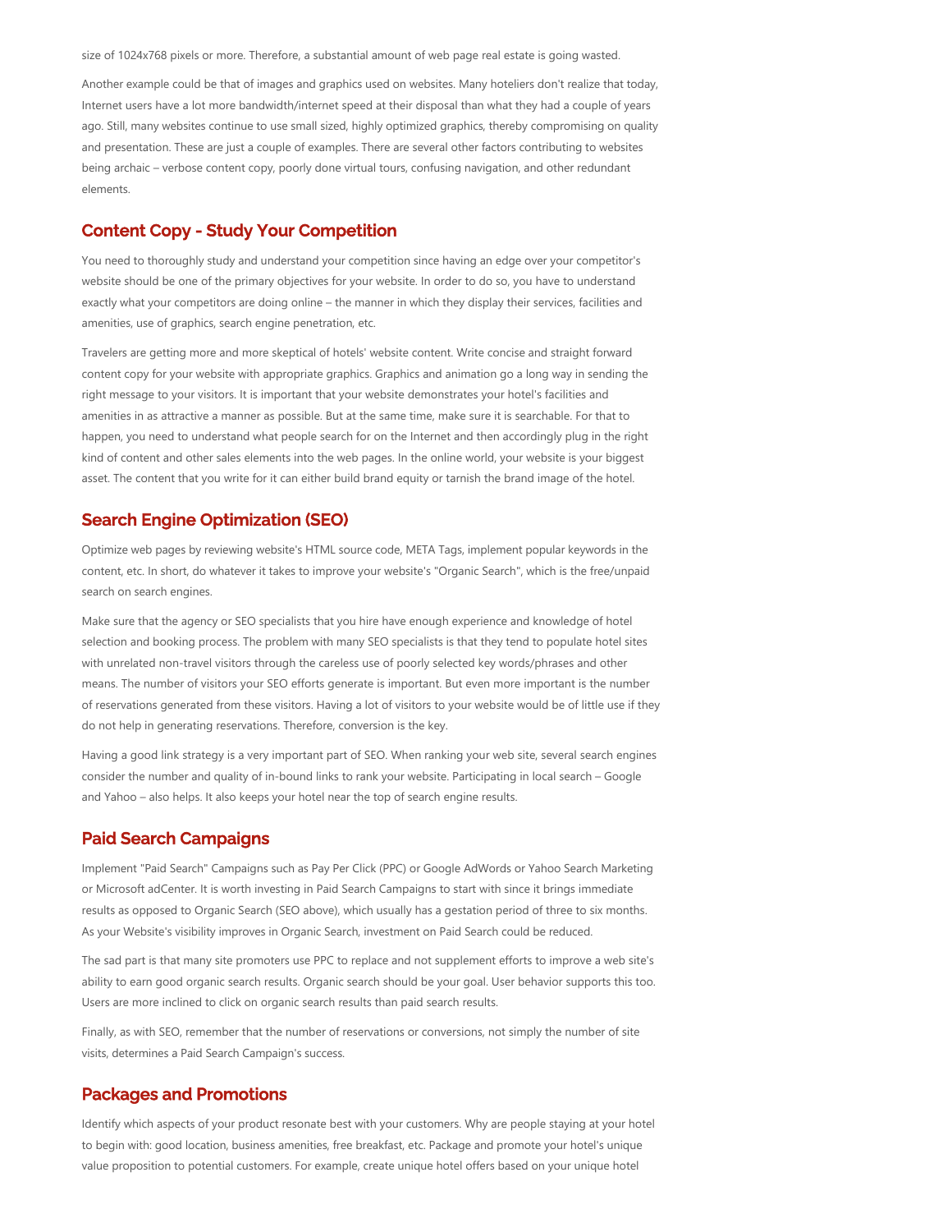size of 1024x768 pixels or more. Therefore, a substantial amount of web page real estate is going wasted.

Another example could be that of images and graphics used on websites. Many hoteliers don't realize that today, Internet users have a lot more bandwidth/internet speed at their disposal than what they had a couple of years ago. Still, many websites continue to use small sized, highly optimized graphics, thereby compromising on quality and presentation. These are just a couple of examples. There are several other factors contributing to websites being archaic – verbose content copy, poorly done virtual tours, confusing navigation, and other redundant elements.

## Content Copy - Study Your Competition

You need to thoroughly study and understand your competition since having an edge over your competitor's website should be one of the primary objectives for your website. In order to do so, you have to understand exactly what your competitors are doing online – the manner in which they display their services, facilities and amenities, use of graphics, search engine penetration, etc.

Travelers are getting more and more skeptical of hotels' website content. Write concise and straight forward content copy for your website with appropriate graphics. Graphics and animation go a long way in sending the right message to your visitors. It is important that your website demonstrates your hotel's facilities and amenities in as attractive a manner as possible. But at the same time, make sure it is searchable. For that to happen, you need to understand what people search for on the Internet and then accordingly plug in the right kind of content and other sales elements into the web pages. In the online world, your website is your biggest asset. The content that you write for it can either build brand equity or tarnish the brand image of the hotel.

## Search Engine Optimization (SEO)

Optimize web pages by reviewing website's HTML source code, META Tags, implement popular keywords in the content, etc. In short, do whatever it takes to improve your website's "Organic Search", which is the free/unpaid search on search engines.

Make sure that the agency or SEO specialists that you hire have enough experience and knowledge of hotel selection and booking process. The problem with many SEO specialists is that they tend to populate hotel sites with unrelated non-travel visitors through the careless use of poorly selected key words/phrases and other means. The number of visitors your SEO efforts generate is important. But even more important is the number of reservations generated from these visitors. Having a lot of visitors to your website would be of little use if they do not help in generating reservations. Therefore, conversion is the key.

Having a good link strategy is a very important part of SEO. When ranking your web site, several search engines consider the number and quality of in-bound links to rank your website. Participating in local search – Google and Yahoo – also helps. It also keeps your hotel near the top of search engine results.

## Paid Search Campaigns

Implement "Paid Search" Campaigns such as Pay Per Click (PPC) or Google AdWords or Yahoo Search Marketing or Microsoft adCenter. It is worth investing in Paid Search Campaigns to start with since it brings immediate results as opposed to Organic Search (SEO above), which usually has a gestation period of three to six months. As your Website's visibility improves in Organic Search, investment on Paid Search could be reduced.

The sad part is that many site promoters use PPC to replace and not supplement efforts to improve a web site's ability to earn good organic search results. Organic search should be your goal. User behavior supports this too. Users are more inclined to click on organic search results than paid search results.

Finally, as with SEO, remember that the number of reservations or conversions, not simply the number of site visits, determines a Paid Search Campaign's success.

## Packages and Promotions

Identify which aspects of your product resonate best with your customers. Why are people staying at your hotel to begin with: good location, business amenities, free breakfast, etc. Package and promote your hotel's unique value proposition to potential customers. For example, create unique hotel offers based on your unique hotel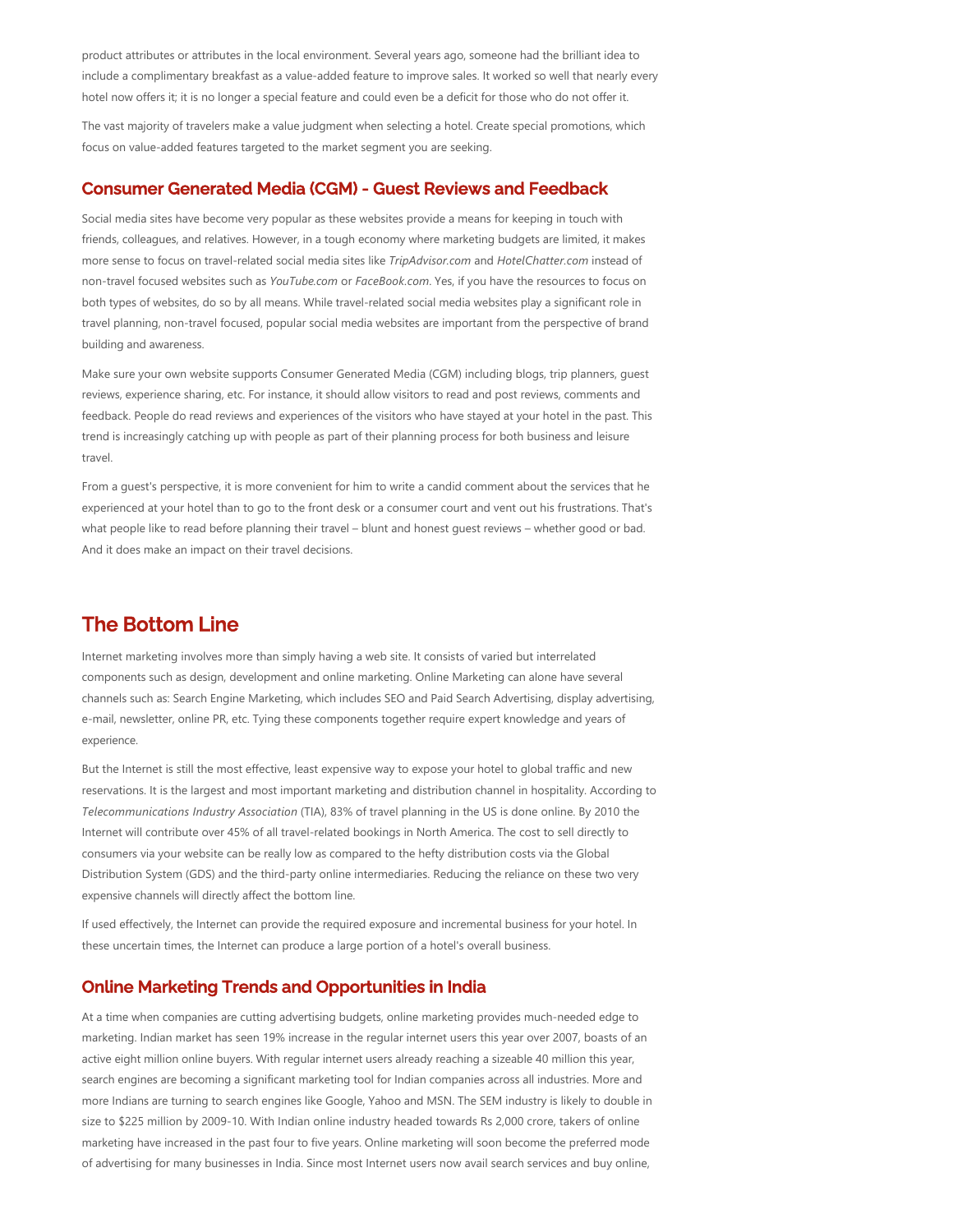product attributes or attributes in the local environment. Several years ago, someone had the brilliant idea to include a complimentary breakfast as a value-added feature to improve sales. It worked so well that nearly every hotel now offers it; it is no longer a special feature and could even be a deficit for those who do not offer it.

The vast majority of travelers make a value judgment when selecting a hotel. Create special promotions, which focus on value-added features targeted to the market segment you are seeking.

### Consumer Generated Media (CGM) - Guest Reviews and Feedback

Social media sites have become very popular as these websites provide a means for keeping in touch with friends, colleagues, and relatives. However, in a tough economy where marketing budgets are limited, it makes more sense to focus on travel-related social media sites like *TripAdvisor.com* and *HotelChatter.com* instead of non-travel focused websites such as *YouTube.com* or *FaceBook.com*. Yes, if you have the resources to focus on both types of websites, do so by all means. While travel-related social media websites play a significant role in travel planning, non-travel focused, popular social media websites are important from the perspective of brand building and awareness.

Make sure your own website supports Consumer Generated Media (CGM) including blogs, trip planners, guest reviews, experience sharing, etc. For instance, it should allow visitors to read and post reviews, comments and feedback. People do read reviews and experiences of the visitors who have stayed at your hotel in the past. This trend is increasingly catching up with people as part of their planning process for both business and leisure travel.

From a guest's perspective, it is more convenient for him to write a candid comment about the services that he experienced at your hotel than to go to the front desk or a consumer court and vent out his frustrations. That's what people like to read before planning their travel – blunt and honest guest reviews – whether good or bad. And it does make an impact on their travel decisions.

## The Bottom Line

Internet marketing involves more than simply having a web site. It consists of varied but interrelated components such as design, development and online marketing. Online Marketing can alone have several channels such as: Search Engine Marketing, which includes SEO and Paid Search Advertising, display advertising, e-mail, newsletter, online PR, etc. Tying these components together require expert knowledge and years of experience.

But the Internet is still the most effective, least expensive way to expose your hotel to global traffic and new reservations. It is the largest and most important marketing and distribution channel in hospitality. According to *Telecommunications Industry Association* (TIA), 83% of travel planning in the US is done online. By 2010 the Internet will contribute over 45% of all travel-related bookings in North America. The cost to sell directly to consumers via your website can be really low as compared to the hefty distribution costs via the Global Distribution System (GDS) and the third-party online intermediaries. Reducing the reliance on these two very expensive channels will directly affect the bottom line.

If used effectively, the Internet can provide the required exposure and incremental business for your hotel. In these uncertain times, the Internet can produce a large portion of a hotel's overall business.

### Online Marketing Trends and Opportunities in India

At a time when companies are cutting advertising budgets, online marketing provides much-needed edge to marketing. Indian market has seen 19% increase in the regular internet users this year over 2007, boasts of an active eight million online buyers. With regular internet users already reaching a sizeable 40 million this year, search engines are becoming a significant marketing tool for Indian companies across all industries. More and more Indians are turning to search engines like Google, Yahoo and MSN. The SEM industry is likely to double in size to $225 million by 2009-10. With Indian online industry headed towards Rs 2,000 crore, takers of online marketing have increased in the past four to five years. Online marketing will soon become the preferred mode of advertising for many businesses in India. Since most Internet users now avail search services and buy online,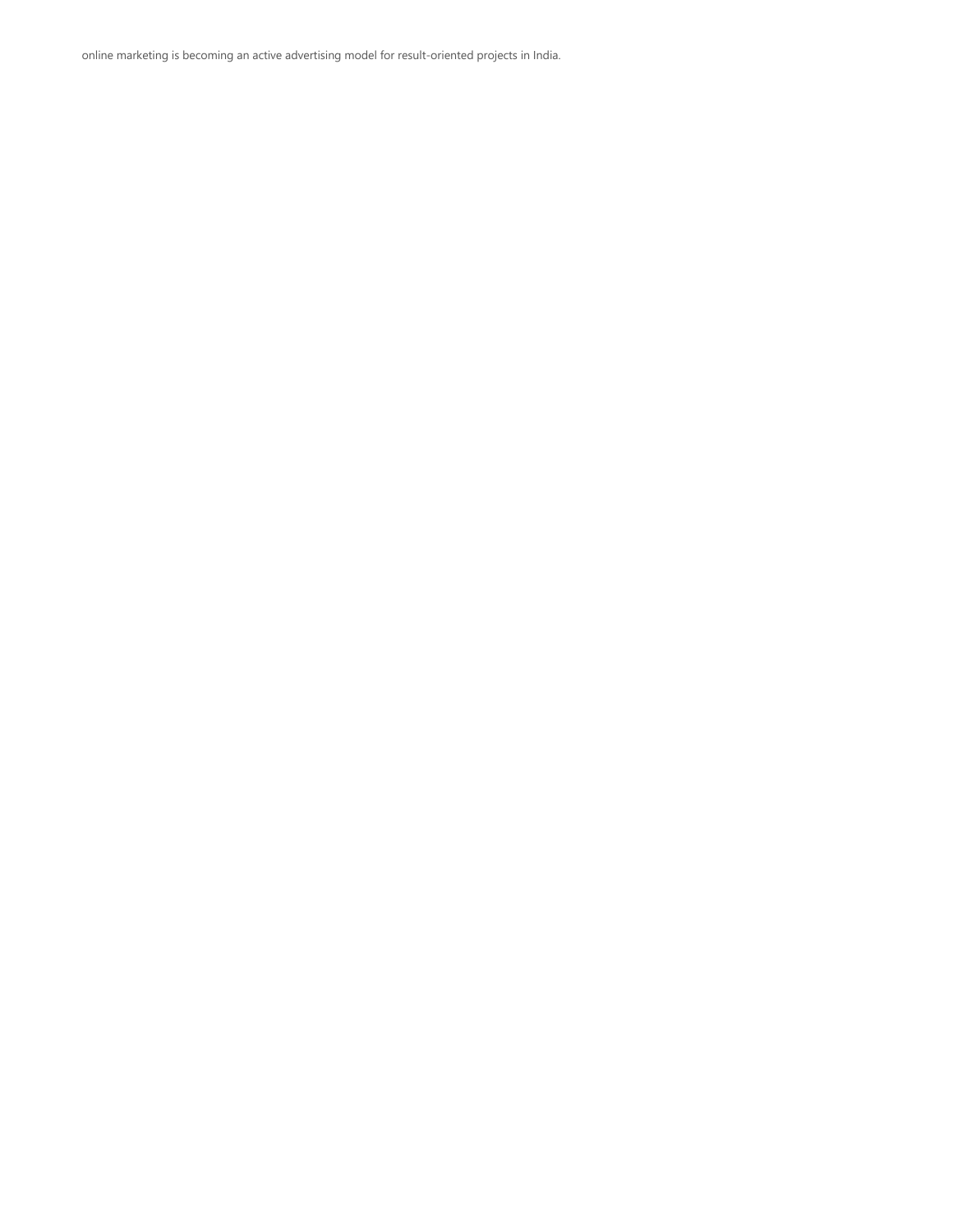online marketing is becoming an active advertising model for result-oriented projects in India.